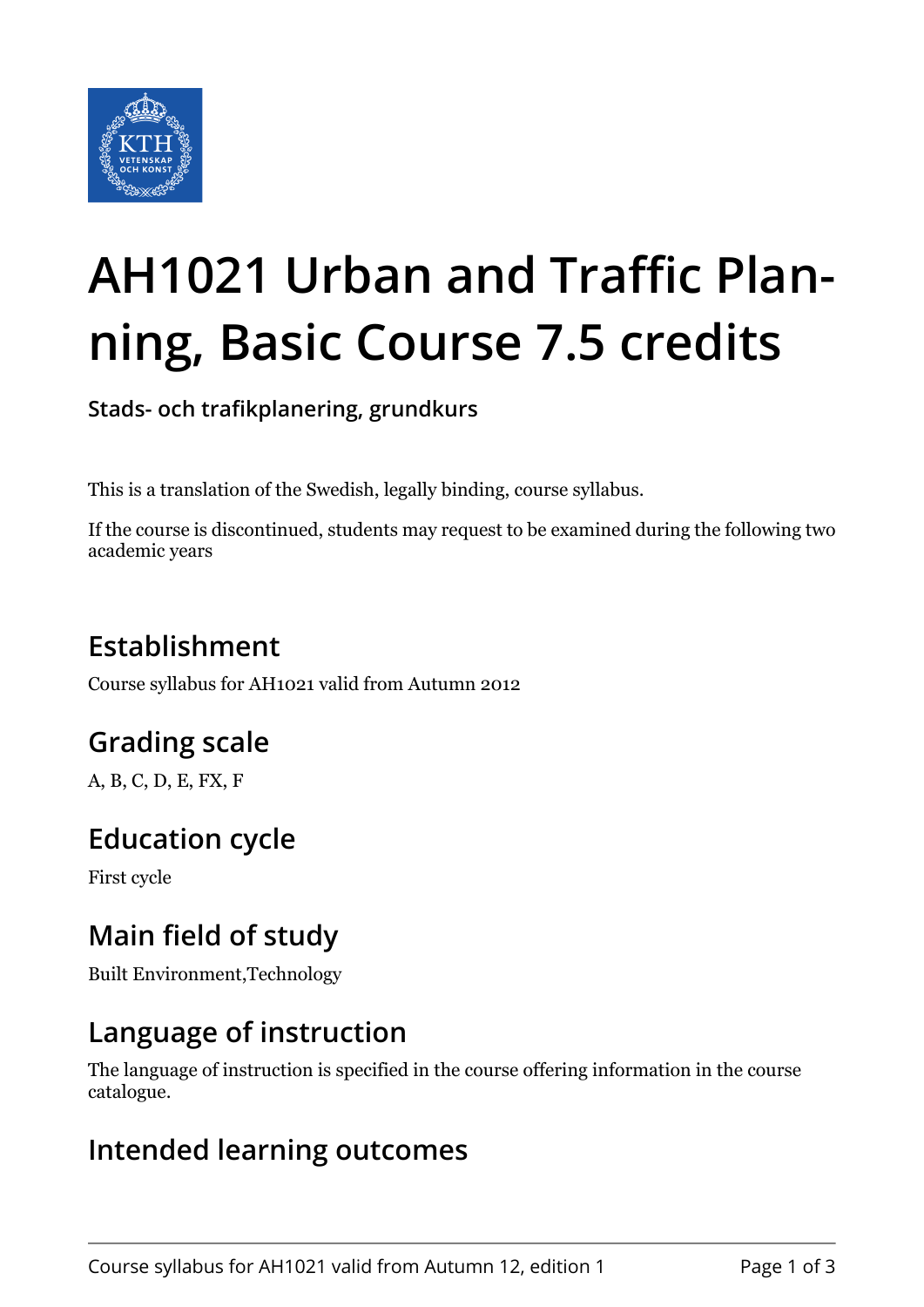# AH1021 Urban and Traffic Planning, Basic Course 7.5 credits

**Stads- och trafikplanering, grundkurs**

This is a translation of the Swedish, legally binding, course syllabus.

If the course is discontinued, students may request to be examined during the following two academic years

## Establishment

Course syllabus for AH1021 valid from Autumn 2012

## Grading scale

A, B, C, D, E, FX, F

## Education cycle

First cycle

## Main field of study

Built Environment,Technology

## Language of instruction

The language of instruction is specified in the course offering information in the course catalogue.

## Intended learning outcomes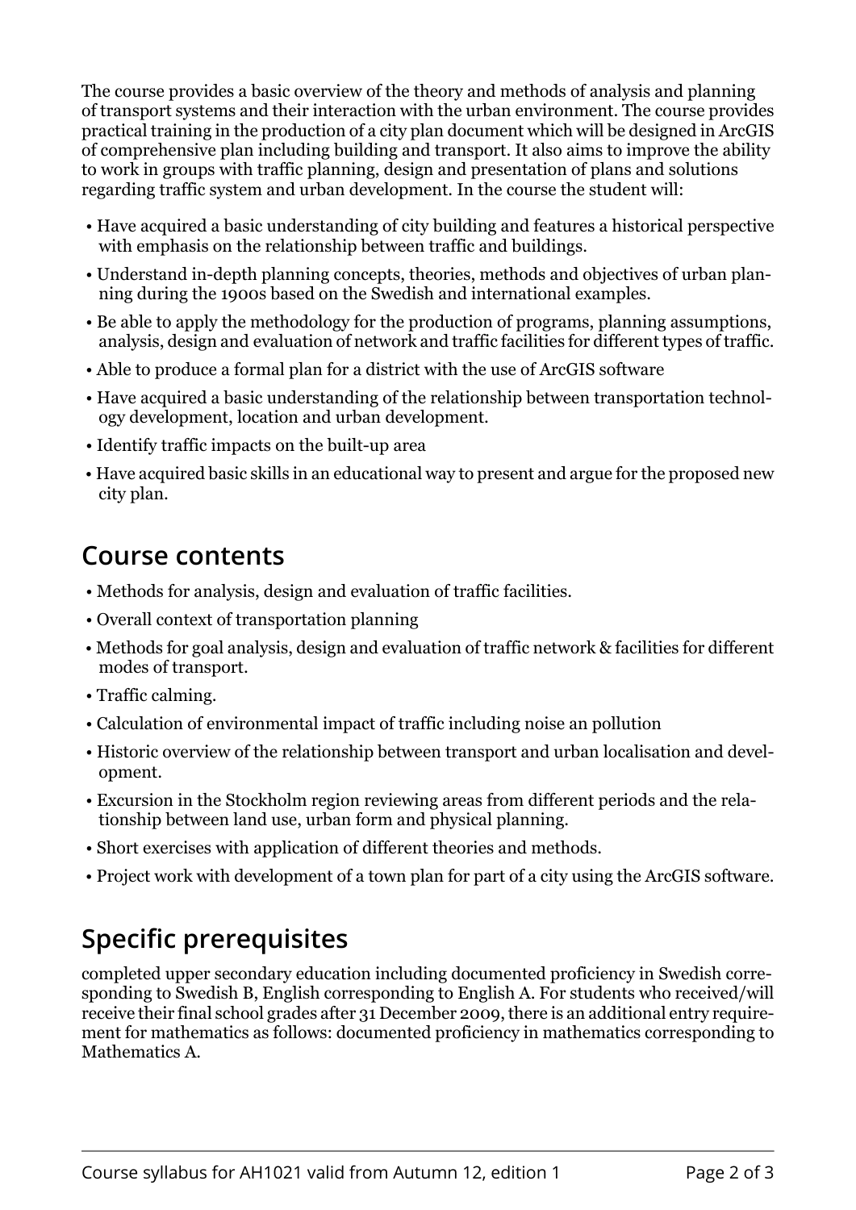The course provides a basic overview of the theory and methods of analysis and planning of transport systems and their interaction with the urban environment. The course provides practical training in the production of a city plan document which will be designed in ArcGIS of comprehensive plan including building and transport. It also aims to improve the ability to work in groups with traffic planning, design and presentation of plans and solutions regarding traffic system and urban development. In the course the student will:

- Have acquired a basic understanding of city building and features a historical perspective with emphasis on the relationship between traffic and buildings.
- Understand in-depth planning concepts, theories, methods and objectives of urban planning during the 1900s based on the Swedish and international examples.
- Be able to apply the methodology for the production of programs, planning assumptions, analysis, design and evaluation of network and traffic facilities for different types of traffic.
- Able to produce a formal plan for a district with the use of ArcGIS software
- Have acquired a basic understanding of the relationship between transportation technology development, location and urban development.
- Identify traffic impacts on the built-up area
- Have acquired basic skills in an educational way to present and argue for the proposed new city plan.

## Course contents

- Methods for analysis, design and evaluation of traffic facilities.
- Overall context of transportation planning
- Methods for goal analysis, design and evaluation of traffic network & facilities for different modes of transport.
- Traffic calming.
- Calculation of environmental impact of traffic including noise an pollution
- Historic overview of the relationship between transport and urban localisation and development.
- Excursion in the Stockholm region reviewing areas from different periods and the relationship between land use, urban form and physical planning.
- Short exercises with application of different theories and methods.
- Project work with development of a town plan for part of a city using the ArcGIS software.

## Specific prerequisites

completed upper secondary education including documented proficiency in Swedish corresponding to Swedish B, English corresponding to English A. For students who received/will receive their final school grades after 31 December 2009, there is an additional entry requirement for mathematics as follows: documented proficiency in mathematics corresponding to Mathematics A.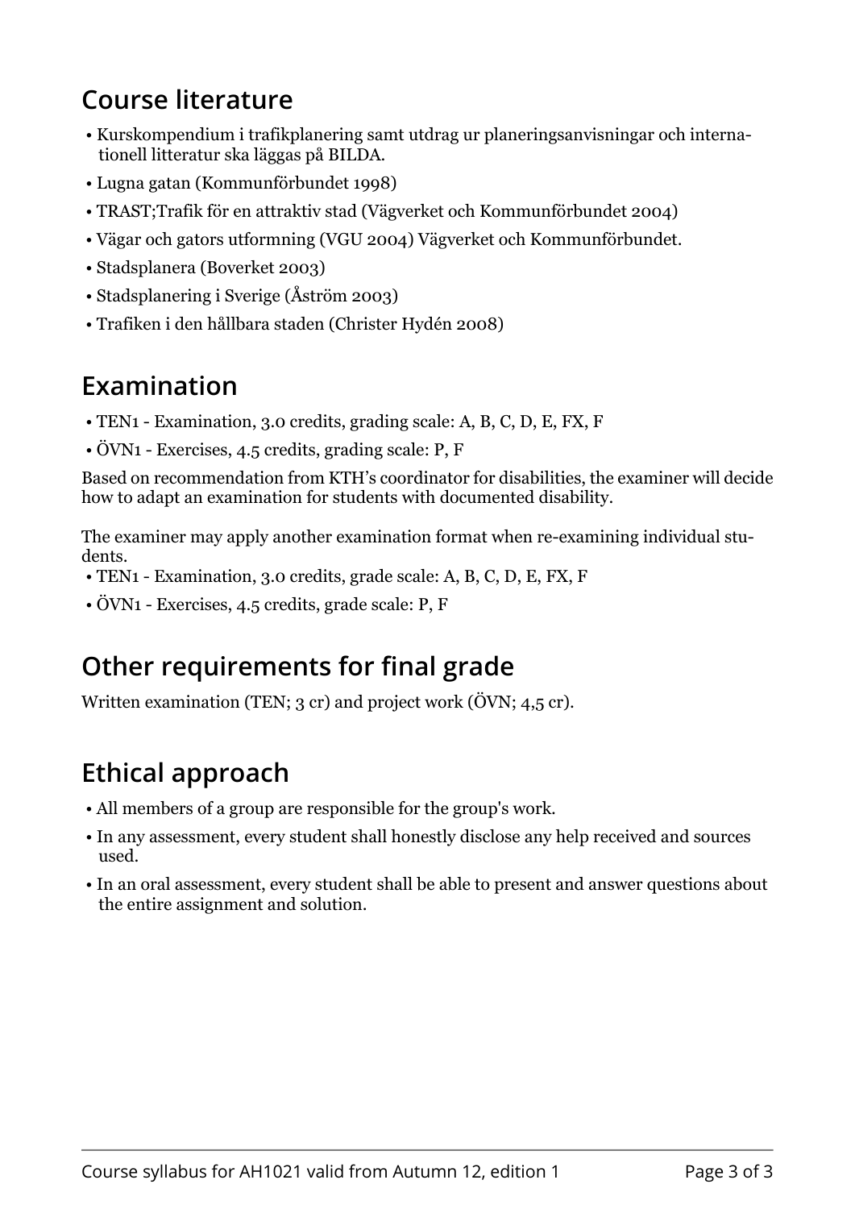## Course literature

- Kurskompendium i trafikplanering samt utdrag ur planeringsanvisningar och internationell litteratur ska läggas på BILDA.
- Lugna gatan (Kommunförbundet 1998)
- TRAST;Trafik för en attraktiv stad (Vägverket och Kommunförbundet 2004)
- Vägar och gators utformning (VGU 2004) Vägverket och Kommunförbundet.
- Stadsplanera (Boverket 2003)
- Stadsplanering i Sverige (Åström 2003)
- Trafiken i den hållbara staden (Christer Hydén 2008)

## Examination

- TEN1 - Examination, 3.0 credits, grading scale: A, B, C, D, E, FX, F
- ÖVN1 - Exercises, 4.5 credits, grading scale: P, F

Based on recommendation from KTH's coordinator for disabilities, the examiner will decide how to adapt an examination for students with documented disability.

The examiner may apply another examination format when re-examining individual students.

- TEN1 - Examination, 3.0 credits, grade scale: A, B, C, D, E, FX, F
- ÖVN1 - Exercises, 4.5 credits, grade scale: P, F

## Other requirements for final grade

Written examination (TEN; 3 cr) and project work (ÖVN; 4,5 cr).

## Ethical approach

- All members of a group are responsible for the group's work.
- In any assessment, every student shall honestly disclose any help received and sources used.
- In an oral assessment, every student shall be able to present and answer questions about the entire assignment and solution.